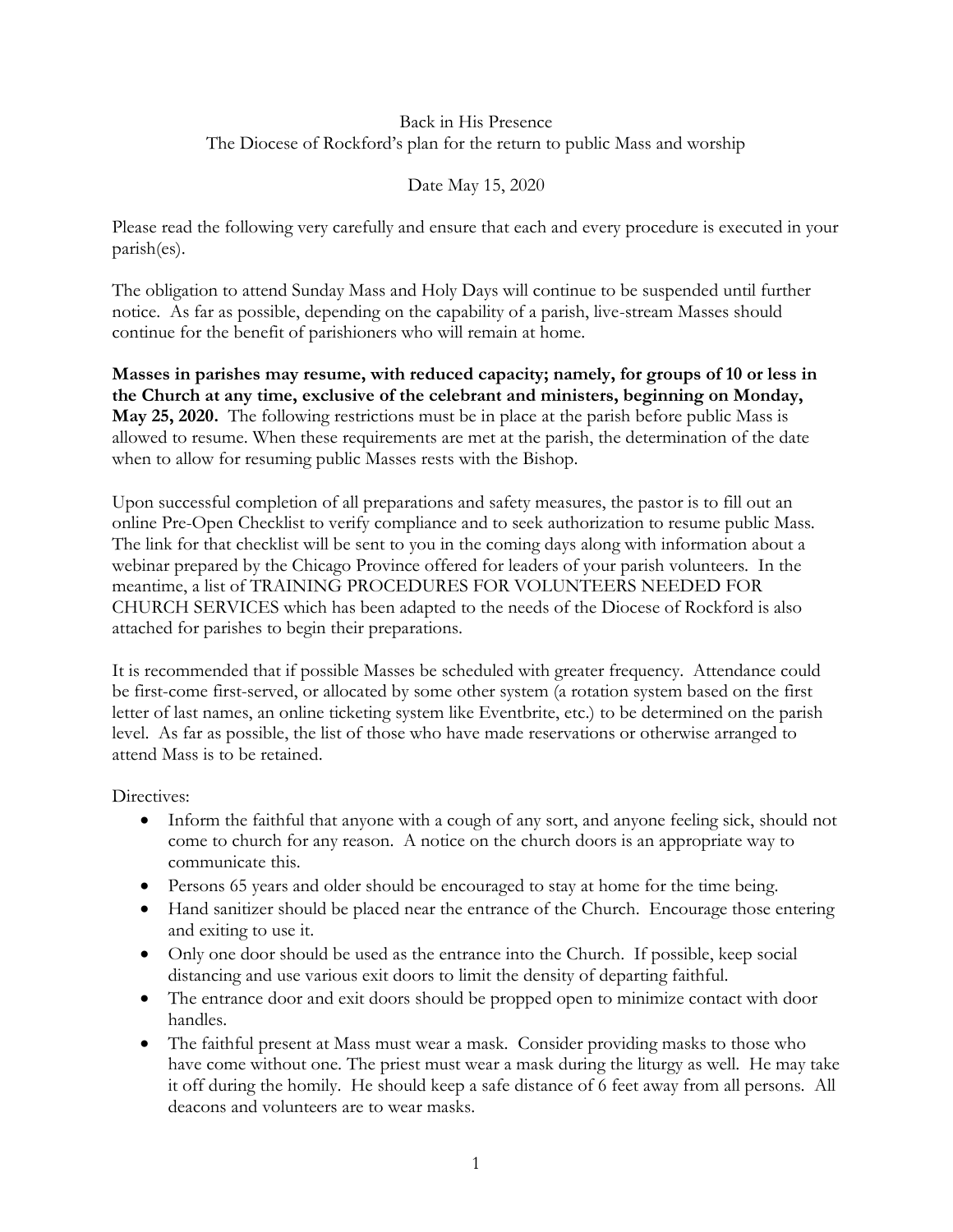Back in His Presence
The Diocese of Rockford's plan for the return to public Mass and worship

Date May 15, 2020

Please read the following very carefully and ensure that each and every procedure is executed in your parish(es).

The obligation to attend Sunday Mass and Holy Days will continue to be suspended until further notice. As far as possible, depending on the capability of a parish, live-stream Masses should continue for the benefit of parishioners who will remain at home.

**Masses in parishes may resume, with reduced capacity; namely, for groups of 10 or less in the Church at any time, exclusive of the celebrant and ministers, beginning on Monday, May 25, 2020.** The following restrictions must be in place at the parish before public Mass is allowed to resume. When these requirements are met at the parish, the determination of the date when to allow for resuming public Masses rests with the Bishop.

Upon successful completion of all preparations and safety measures, the pastor is to fill out an online Pre-Open Checklist to verify compliance and to seek authorization to resume public Mass. The link for that checklist will be sent to you in the coming days along with information about a webinar prepared by the Chicago Province offered for leaders of your parish volunteers. In the meantime, a list of TRAINING PROCEDURES FOR VOLUNTEERS NEEDED FOR CHURCH SERVICES which has been adapted to the needs of the Diocese of Rockford is also attached for parishes to begin their preparations.

It is recommended that if possible Masses be scheduled with greater frequency. Attendance could be first-come first-served, or allocated by some other system (a rotation system based on the first letter of last names, an online ticketing system like Eventbrite, etc.) to be determined on the parish level. As far as possible, the list of those who have made reservations or otherwise arranged to attend Mass is to be retained.

Directives:

- Inform the faithful that anyone with a cough of any sort, and anyone feeling sick, should not come to church for any reason. A notice on the church doors is an appropriate way to communicate this.
- Persons 65 years and older should be encouraged to stay at home for the time being.
- Hand sanitizer should be placed near the entrance of the Church. Encourage those entering and exiting to use it.
- Only one door should be used as the entrance into the Church. If possible, keep social distancing and use various exit doors to limit the density of departing faithful.
- The entrance door and exit doors should be propped open to minimize contact with door handles.
- The faithful present at Mass must wear a mask. Consider providing masks to those who have come without one. The priest must wear a mask during the liturgy as well. He may take it off during the homily. He should keep a safe distance of 6 feet away from all persons. All deacons and volunteers are to wear masks.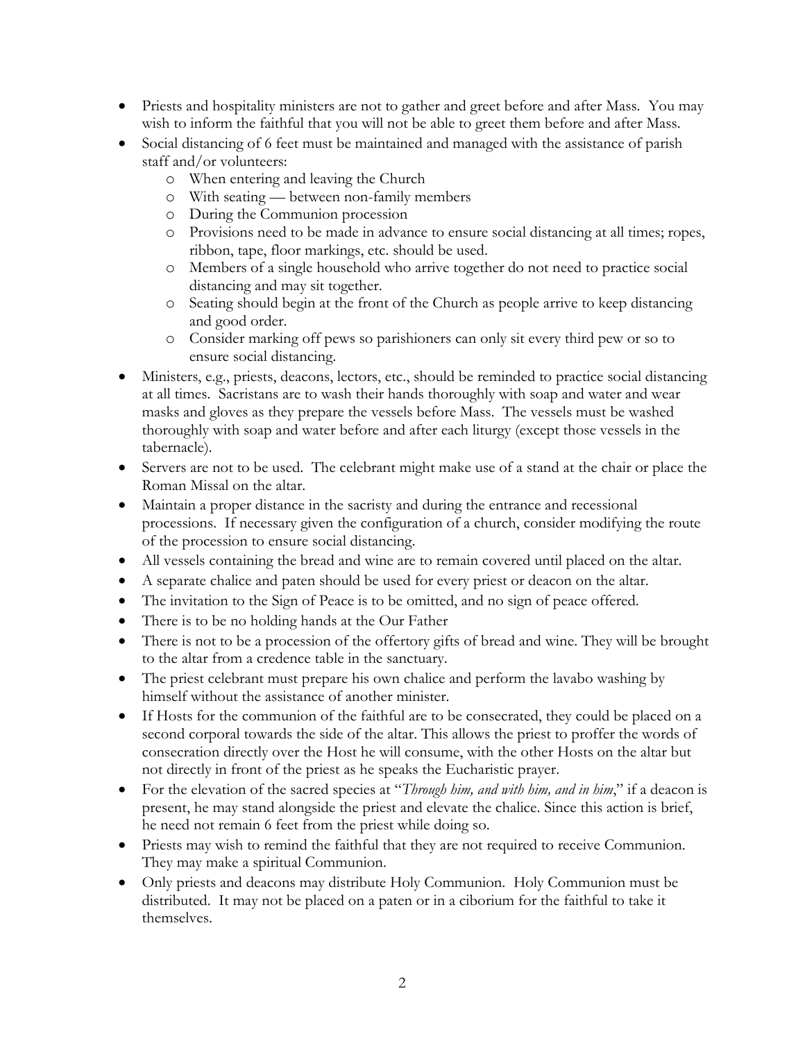- Priests and hospitality ministers are not to gather and greet before and after Mass. You may wish to inform the faithful that you will not be able to greet them before and after Mass.
- Social distancing of 6 feet must be maintained and managed with the assistance of parish staff and/or volunteers:
  - When entering and leaving the Church
  - With seating — between non-family members
  - During the Communion procession
  - Provisions need to be made in advance to ensure social distancing at all times; ropes, ribbon, tape, floor markings, etc. should be used.
  - Members of a single household who arrive together do not need to practice social distancing and may sit together.
  - Seating should begin at the front of the Church as people arrive to keep distancing and good order.
  - Consider marking off pews so parishioners can only sit every third pew or so to ensure social distancing.
- Ministers, e.g., priests, deacons, lectors, etc., should be reminded to practice social distancing at all times. Sacristans are to wash their hands thoroughly with soap and water and wear masks and gloves as they prepare the vessels before Mass. The vessels must be washed thoroughly with soap and water before and after each liturgy (except those vessels in the tabernacle).
- Servers are not to be used. The celebrant might make use of a stand at the chair or place the Roman Missal on the altar.
- Maintain a proper distance in the sacristy and during the entrance and recessional processions. If necessary given the configuration of a church, consider modifying the route of the procession to ensure social distancing.
- All vessels containing the bread and wine are to remain covered until placed on the altar.
- A separate chalice and paten should be used for every priest or deacon on the altar.
- The invitation to the Sign of Peace is to be omitted, and no sign of peace offered.
- There is to be no holding hands at the Our Father
- There is not to be a procession of the offertory gifts of bread and wine. They will be brought to the altar from a credence table in the sanctuary.
- The priest celebrant must prepare his own chalice and perform the lavabo washing by himself without the assistance of another minister.
- If Hosts for the communion of the faithful are to be consecrated, they could be placed on a second corporal towards the side of the altar. This allows the priest to proffer the words of consecration directly over the Host he will consume, with the other Hosts on the altar but not directly in front of the priest as he speaks the Eucharistic prayer.
- For the elevation of the sacred species at "*Through him, and with him, and in him*," if a deacon is present, he may stand alongside the priest and elevate the chalice. Since this action is brief, he need not remain 6 feet from the priest while doing so.
- Priests may wish to remind the faithful that they are not required to receive Communion. They may make a spiritual Communion.
- Only priests and deacons may distribute Holy Communion. Holy Communion must be distributed. It may not be placed on a paten or in a ciborium for the faithful to take it themselves.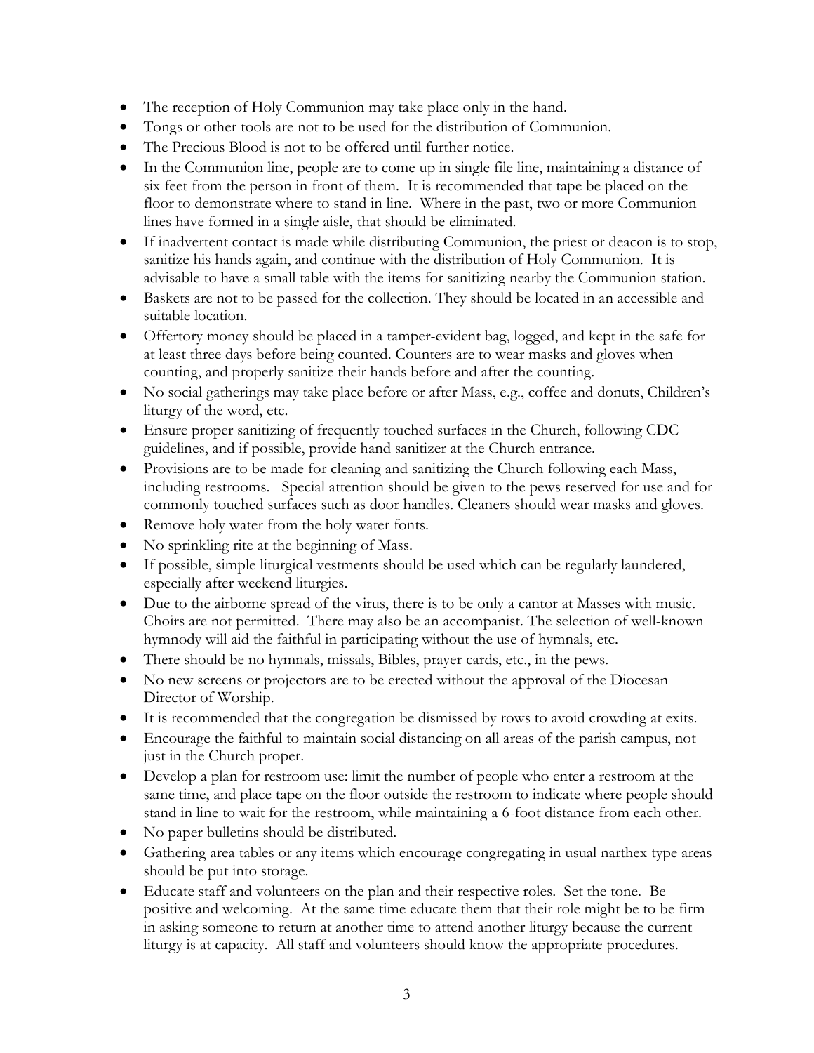- The reception of Holy Communion may take place only in the hand.
- Tongs or other tools are not to be used for the distribution of Communion.
- The Precious Blood is not to be offered until further notice.
- In the Communion line, people are to come up in single file line, maintaining a distance of six feet from the person in front of them. It is recommended that tape be placed on the floor to demonstrate where to stand in line. Where in the past, two or more Communion lines have formed in a single aisle, that should be eliminated.
- If inadvertent contact is made while distributing Communion, the priest or deacon is to stop, sanitize his hands again, and continue with the distribution of Holy Communion. It is advisable to have a small table with the items for sanitizing nearby the Communion station.
- Baskets are not to be passed for the collection. They should be located in an accessible and suitable location.
- Offertory money should be placed in a tamper-evident bag, logged, and kept in the safe for at least three days before being counted. Counters are to wear masks and gloves when counting, and properly sanitize their hands before and after the counting.
- No social gatherings may take place before or after Mass, e.g., coffee and donuts, Children's liturgy of the word, etc.
- Ensure proper sanitizing of frequently touched surfaces in the Church, following CDC guidelines, and if possible, provide hand sanitizer at the Church entrance.
- Provisions are to be made for cleaning and sanitizing the Church following each Mass, including restrooms. Special attention should be given to the pews reserved for use and for commonly touched surfaces such as door handles. Cleaners should wear masks and gloves.
- Remove holy water from the holy water fonts.
- No sprinkling rite at the beginning of Mass.
- If possible, simple liturgical vestments should be used which can be regularly laundered, especially after weekend liturgies.
- Due to the airborne spread of the virus, there is to be only a cantor at Masses with music. Choirs are not permitted. There may also be an accompanist. The selection of well-known hymnody will aid the faithful in participating without the use of hymnals, etc.
- There should be no hymnals, missals, Bibles, prayer cards, etc., in the pews.
- No new screens or projectors are to be erected without the approval of the Diocesan Director of Worship.
- It is recommended that the congregation be dismissed by rows to avoid crowding at exits.
- Encourage the faithful to maintain social distancing on all areas of the parish campus, not just in the Church proper.
- Develop a plan for restroom use: limit the number of people who enter a restroom at the same time, and place tape on the floor outside the restroom to indicate where people should stand in line to wait for the restroom, while maintaining a 6-foot distance from each other.
- No paper bulletins should be distributed.
- Gathering area tables or any items which encourage congregating in usual narthex type areas should be put into storage.
- Educate staff and volunteers on the plan and their respective roles. Set the tone. Be positive and welcoming. At the same time educate them that their role might be to be firm in asking someone to return at another time to attend another liturgy because the current liturgy is at capacity. All staff and volunteers should know the appropriate procedures.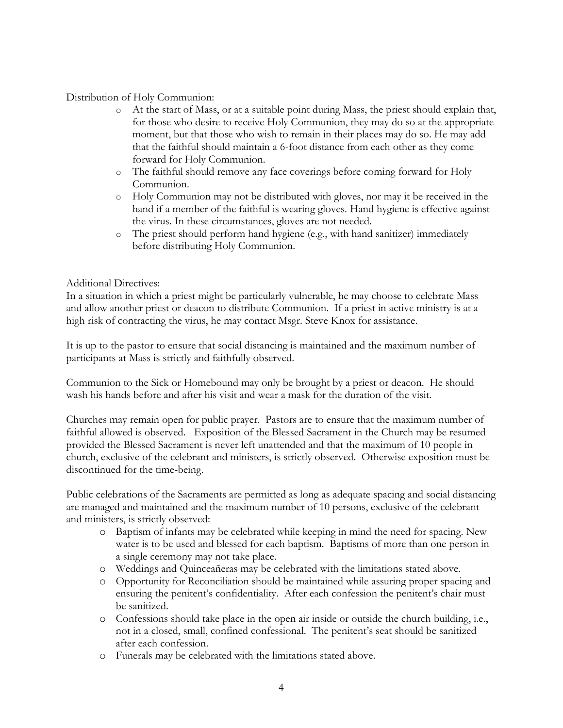Distribution of Holy Communion:

- At the start of Mass, or at a suitable point during Mass, the priest should explain that, for those who desire to receive Holy Communion, they may do so at the appropriate moment, but that those who wish to remain in their places may do so. He may add that the faithful should maintain a 6-foot distance from each other as they come forward for Holy Communion.
- The faithful should remove any face coverings before coming forward for Holy Communion.
- Holy Communion may not be distributed with gloves, nor may it be received in the hand if a member of the faithful is wearing gloves. Hand hygiene is effective against the virus. In these circumstances, gloves are not needed.
- The priest should perform hand hygiene (e.g., with hand sanitizer) immediately before distributing Holy Communion.

Additional Directives:

In a situation in which a priest might be particularly vulnerable, he may choose to celebrate Mass and allow another priest or deacon to distribute Communion. If a priest in active ministry is at a high risk of contracting the virus, he may contact Msgr. Steve Knox for assistance.

It is up to the pastor to ensure that social distancing is maintained and the maximum number of participants at Mass is strictly and faithfully observed.

Communion to the Sick or Homebound may only be brought by a priest or deacon. He should wash his hands before and after his visit and wear a mask for the duration of the visit.

Churches may remain open for public prayer. Pastors are to ensure that the maximum number of faithful allowed is observed. Exposition of the Blessed Sacrament in the Church may be resumed provided the Blessed Sacrament is never left unattended and that the maximum of 10 people in church, exclusive of the celebrant and ministers, is strictly observed. Otherwise exposition must be discontinued for the time-being.

Public celebrations of the Sacraments are permitted as long as adequate spacing and social distancing are managed and maintained and the maximum number of 10 persons, exclusive of the celebrant and ministers, is strictly observed:

- Baptism of infants may be celebrated while keeping in mind the need for spacing. New water is to be used and blessed for each baptism. Baptisms of more than one person in a single ceremony may not take place.
- Weddings and Quinceañeras may be celebrated with the limitations stated above.
- Opportunity for Reconciliation should be maintained while assuring proper spacing and ensuring the penitent's confidentiality. After each confession the penitent's chair must be sanitized.
- Confessions should take place in the open air inside or outside the church building, i.e., not in a closed, small, confined confessional. The penitent's seat should be sanitized after each confession.
- Funerals may be celebrated with the limitations stated above.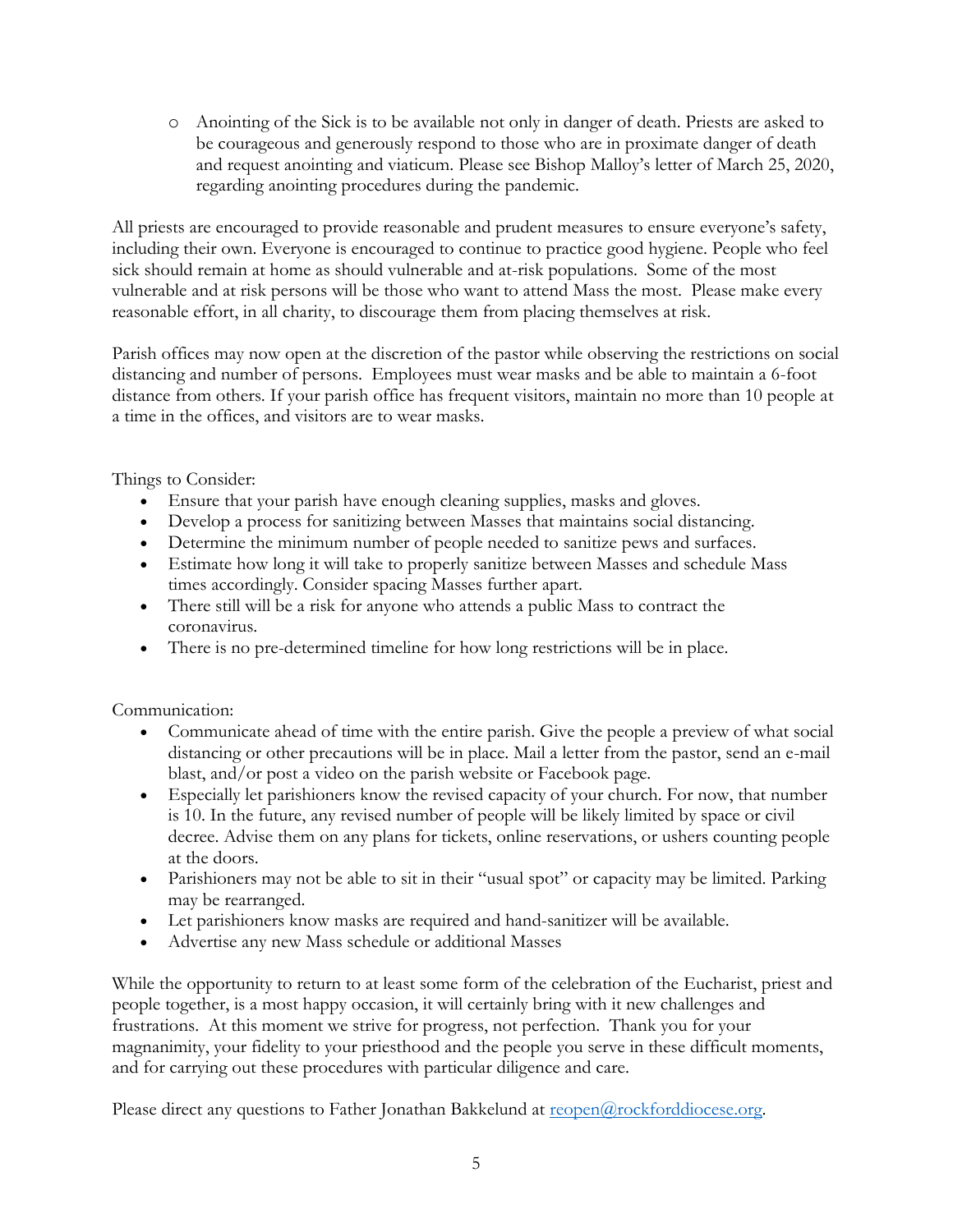- Anointing of the Sick is to be available not only in danger of death. Priests are asked to be courageous and generously respond to those who are in proximate danger of death and request anointing and viaticum. Please see Bishop Malloy's letter of March 25, 2020, regarding anointing procedures during the pandemic.

All priests are encouraged to provide reasonable and prudent measures to ensure everyone's safety, including their own. Everyone is encouraged to continue to practice good hygiene. People who feel sick should remain at home as should vulnerable and at-risk populations. Some of the most vulnerable and at risk persons will be those who want to attend Mass the most. Please make every reasonable effort, in all charity, to discourage them from placing themselves at risk.

Parish offices may now open at the discretion of the pastor while observing the restrictions on social distancing and number of persons. Employees must wear masks and be able to maintain a 6-foot distance from others. If your parish office has frequent visitors, maintain no more than 10 people at a time in the offices, and visitors are to wear masks.

Things to Consider:

- Ensure that your parish have enough cleaning supplies, masks and gloves.
- Develop a process for sanitizing between Masses that maintains social distancing.
- Determine the minimum number of people needed to sanitize pews and surfaces.
- Estimate how long it will take to properly sanitize between Masses and schedule Mass times accordingly. Consider spacing Masses further apart.
- There still will be a risk for anyone who attends a public Mass to contract the coronavirus.
- There is no pre-determined timeline for how long restrictions will be in place.

Communication:

- Communicate ahead of time with the entire parish. Give the people a preview of what social distancing or other precautions will be in place. Mail a letter from the pastor, send an e-mail blast, and/or post a video on the parish website or Facebook page.
- Especially let parishioners know the revised capacity of your church. For now, that number is 10. In the future, any revised number of people will be likely limited by space or civil decree. Advise them on any plans for tickets, online reservations, or ushers counting people at the doors.
- Parishioners may not be able to sit in their "usual spot" or capacity may be limited. Parking may be rearranged.
- Let parishioners know masks are required and hand-sanitizer will be available.
- Advertise any new Mass schedule or additional Masses

While the opportunity to return to at least some form of the celebration of the Eucharist, priest and people together, is a most happy occasion, it will certainly bring with it new challenges and frustrations. At this moment we strive for progress, not perfection. Thank you for your magnanimity, your fidelity to your priesthood and the people you serve in these difficult moments, and for carrying out these procedures with particular diligence and care.

Please direct any questions to Father Jonathan Bakkelund at reopen@rockforddiocese.org.